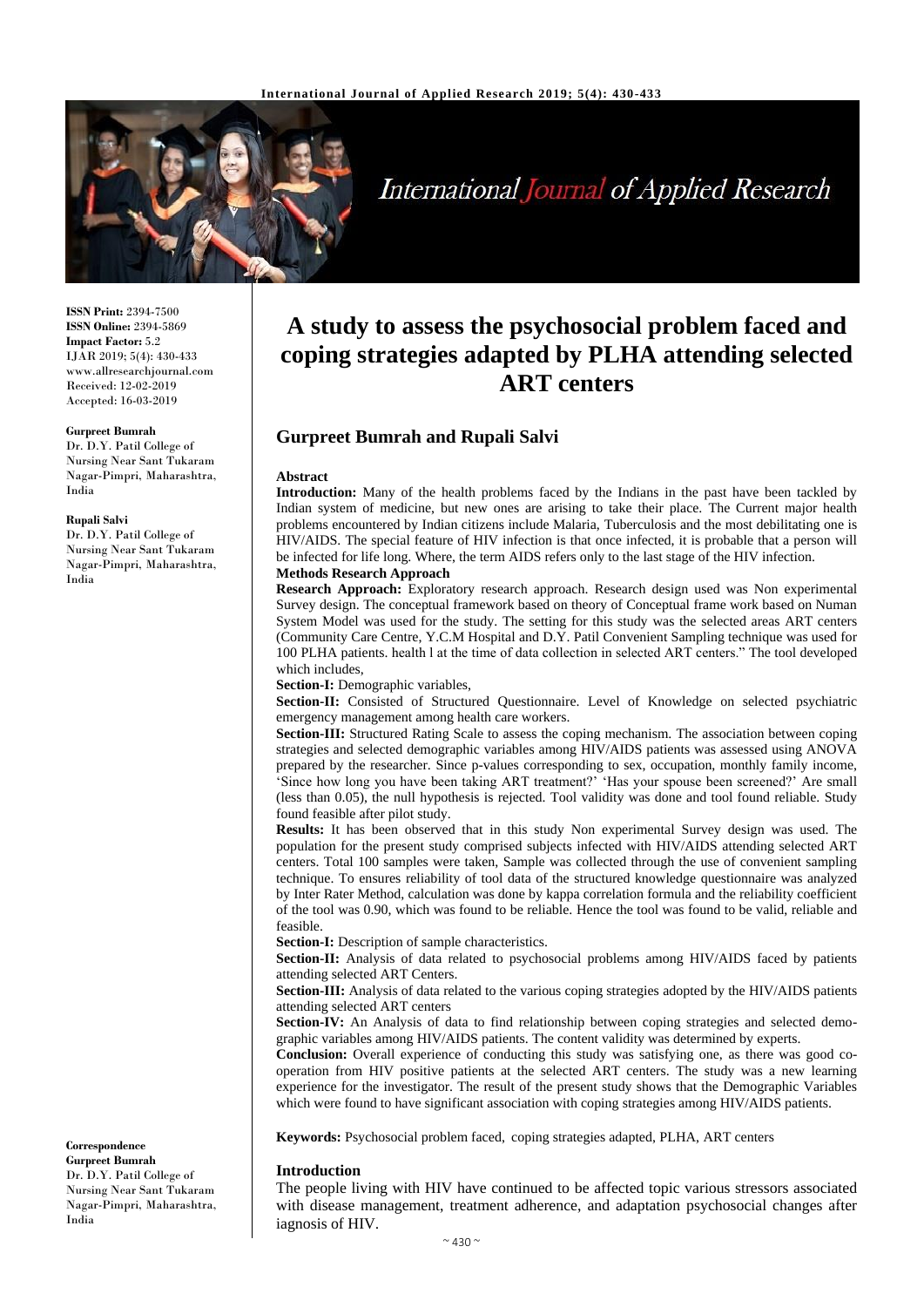**ISSN Print:** 2394-7500
**ISSN Online:** 2394-5869
**Impact Factor:** 5.2
IJAR 2019; 5(4): 430-433
www.allresearchjournal.com
Received: 12-02-2019
Accepted: 16-03-2019

**Gurpreet Bumrah**
Dr. D.Y. Patil College of Nursing Near Sant Tukaram Nagar-Pimpri, Maharashtra, India

**Rupali Salvi**
Dr. D.Y. Patil College of Nursing Near Sant Tukaram Nagar-Pimpri, Maharashtra, India

**Correspondence**
**Gurpreet Bumrah**
Dr. D.Y. Patil College of Nursing Near Sant Tukaram Nagar-Pimpri, Maharashtra, India

# A study to assess the psychosocial problem faced and coping strategies adapted by PLHA attending selected ART centers

## Gurpreet Bumrah and Rupali Salvi

### Abstract

**Introduction:** Many of the health problems faced by the Indians in the past have been tackled by Indian system of medicine, but new ones are arising to take their place. The Current major health problems encountered by Indian citizens include Malaria, Tuberculosis and the most debilitating one is HIV/AIDS. The special feature of HIV infection is that once infected, it is probable that a person will be infected for life long. Where, the term AIDS refers only to the last stage of the HIV infection.

**Methods Research Approach**

**Research Approach:** Exploratory research approach. Research design used was Non experimental Survey design. The conceptual framework based on theory of Conceptual frame work based on Numan System Model was used for the study. The setting for this study was the selected areas ART centers (Community Care Centre, Y.C.M Hospital and D.Y. Patil Convenient Sampling technique was used for 100 PLHA patients. health l at the time of data collection in selected ART centers." The tool developed which includes,

**Section-I:** Demographic variables,

**Section-II:** Consisted of Structured Questionnaire. Level of Knowledge on selected psychiatric emergency management among health care workers.

**Section-III:** Structured Rating Scale to assess the coping mechanism. The association between coping strategies and selected demographic variables among HIV/AIDS patients was assessed using ANOVA prepared by the researcher. Since p-values corresponding to sex, occupation, monthly family income, 'Since how long you have been taking ART treatment?' 'Has your spouse been screened?' Are small (less than 0.05), the null hypothesis is rejected. Tool validity was done and tool found reliable. Study found feasible after pilot study.

**Results:** It has been observed that in this study Non experimental Survey design was used. The population for the present study comprised subjects infected with HIV/AIDS attending selected ART centers. Total 100 samples were taken, Sample was collected through the use of convenient sampling technique. To ensures reliability of tool data of the structured knowledge questionnaire was analyzed by Inter Rater Method, calculation was done by kappa correlation formula and the reliability coefficient of the tool was 0.90, which was found to be reliable. Hence the tool was found to be valid, reliable and feasible.

**Section-I:** Description of sample characteristics.

**Section-II:** Analysis of data related to psychosocial problems among HIV/AIDS faced by patients attending selected ART Centers.

**Section-III:** Analysis of data related to the various coping strategies adopted by the HIV/AIDS patients attending selected ART centers

**Section-IV:** An Analysis of data to find relationship between coping strategies and selected demographic variables among HIV/AIDS patients. The content validity was determined by experts.

**Conclusion:** Overall experience of conducting this study was satisfying one, as there was good co-operation from HIV positive patients at the selected ART centers. The study was a new learning experience for the investigator. The result of the present study shows that the Demographic Variables which were found to have significant association with coping strategies among HIV/AIDS patients.

**Keywords:** Psychosocial problem faced, coping strategies adapted, PLHA, ART centers

### Introduction

The people living with HIV have continued to be affected topic various stressors associated with disease management, treatment adherence, and adaptation psychosocial changes after iagnosis of HIV.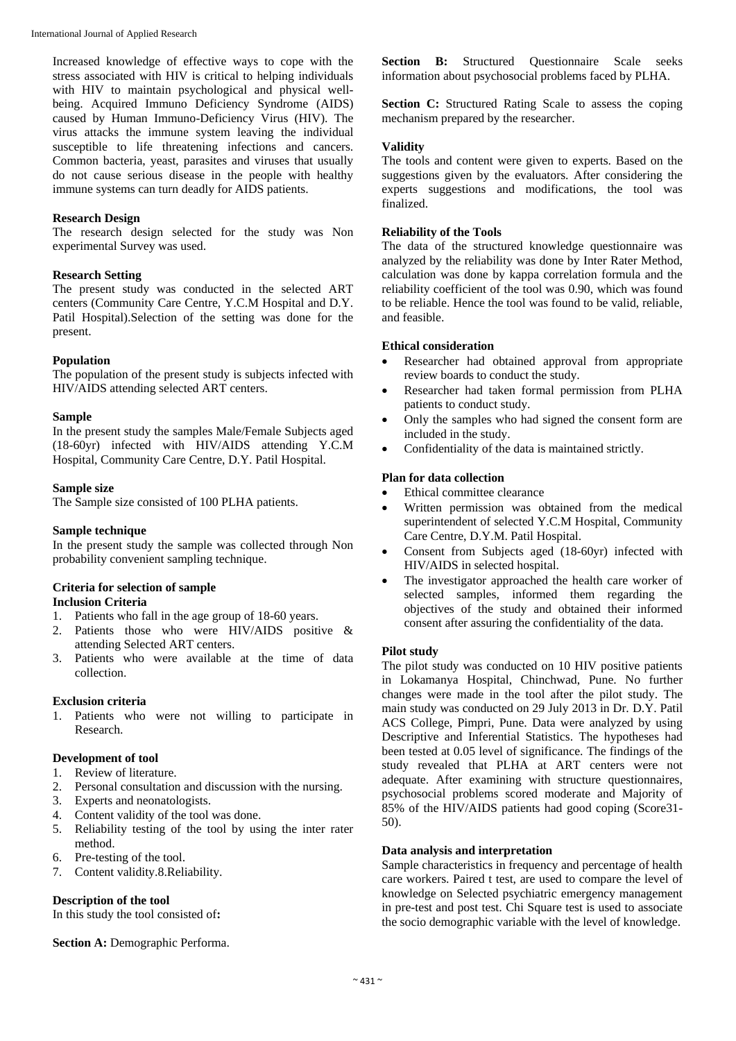Increased knowledge of effective ways to cope with the stress associated with HIV is critical to helping individuals with HIV to maintain psychological and physical well-being. Acquired Immuno Deficiency Syndrome (AIDS) caused by Human Immuno-Deficiency Virus (HIV). The virus attacks the immune system leaving the individual susceptible to life threatening infections and cancers. Common bacteria, yeast, parasites and viruses that usually do not cause serious disease in the people with healthy immune systems can turn deadly for AIDS patients.

**Research Design**

The research design selected for the study was Non experimental Survey was used.

**Research Setting**

The present study was conducted in the selected ART centers (Community Care Centre, Y.C.M Hospital and D.Y. Patil Hospital).Selection of the setting was done for the present.

**Population**

The population of the present study is subjects infected with HIV/AIDS attending selected ART centers.

**Sample**

In the present study the samples Male/Female Subjects aged (18-60yr) infected with HIV/AIDS attending Y.C.M Hospital, Community Care Centre, D.Y. Patil Hospital.

**Sample size**

The Sample size consisted of 100 PLHA patients.

**Sample technique**

In the present study the sample was collected through Non probability convenient sampling technique.

**Criteria for selection of sample**

**Inclusion Criteria**

1. Patients who fall in the age group of 18-60 years.
2. Patients those who were HIV/AIDS positive & attending Selected ART centers.
3. Patients who were available at the time of data collection.

**Exclusion criteria**

1. Patients who were not willing to participate in Research.

**Development of tool**

1. Review of literature.
2. Personal consultation and discussion with the nursing.
3. Experts and neonatologists.
4. Content validity of the tool was done.
5. Reliability testing of the tool by using the inter rater method.
6. Pre-testing of the tool.
7. Content validity.8.Reliability.

**Description of the tool**

In this study the tool consisted of**:**

**Section A:** Demographic Performa.

**Section B:** Structured Questionnaire Scale seeks information about psychosocial problems faced by PLHA.

**Section C:** Structured Rating Scale to assess the coping mechanism prepared by the researcher.

**Validity**

The tools and content were given to experts. Based on the suggestions given by the evaluators. After considering the experts suggestions and modifications, the tool was finalized.

**Reliability of the Tools**

The data of the structured knowledge questionnaire was analyzed by the reliability was done by Inter Rater Method, calculation was done by kappa correlation formula and the reliability coefficient of the tool was 0.90, which was found to be reliable. Hence the tool was found to be valid, reliable, and feasible.

**Ethical consideration**

- Researcher had obtained approval from appropriate review boards to conduct the study.
- Researcher had taken formal permission from PLHA patients to conduct study.
- Only the samples who had signed the consent form are included in the study.
- Confidentiality of the data is maintained strictly.

**Plan for data collection**

- Ethical committee clearance
- Written permission was obtained from the medical superintendent of selected Y.C.M Hospital, Community Care Centre, D.Y.M. Patil Hospital.
- Consent from Subjects aged (18-60yr) infected with HIV/AIDS in selected hospital.
- The investigator approached the health care worker of selected samples, informed them regarding the objectives of the study and obtained their informed consent after assuring the confidentiality of the data.

**Pilot study**

The pilot study was conducted on 10 HIV positive patients in Lokamanya Hospital, Chinchwad, Pune. No further changes were made in the tool after the pilot study. The main study was conducted on 29 July 2013 in Dr. D.Y. Patil ACS College, Pimpri, Pune. Data were analyzed by using Descriptive and Inferential Statistics. The hypotheses had been tested at 0.05 level of significance. The findings of the study revealed that PLHA at ART centers were not adequate. After examining with structure questionnaires, psychosocial problems scored moderate and Majority of 85% of the HIV/AIDS patients had good coping (Score31-50).

**Data analysis and interpretation**

Sample characteristics in frequency and percentage of health care workers. Paired t test, are used to compare the level of knowledge on Selected psychiatric emergency management in pre-test and post test. Chi Square test is used to associate the socio demographic variable with the level of knowledge.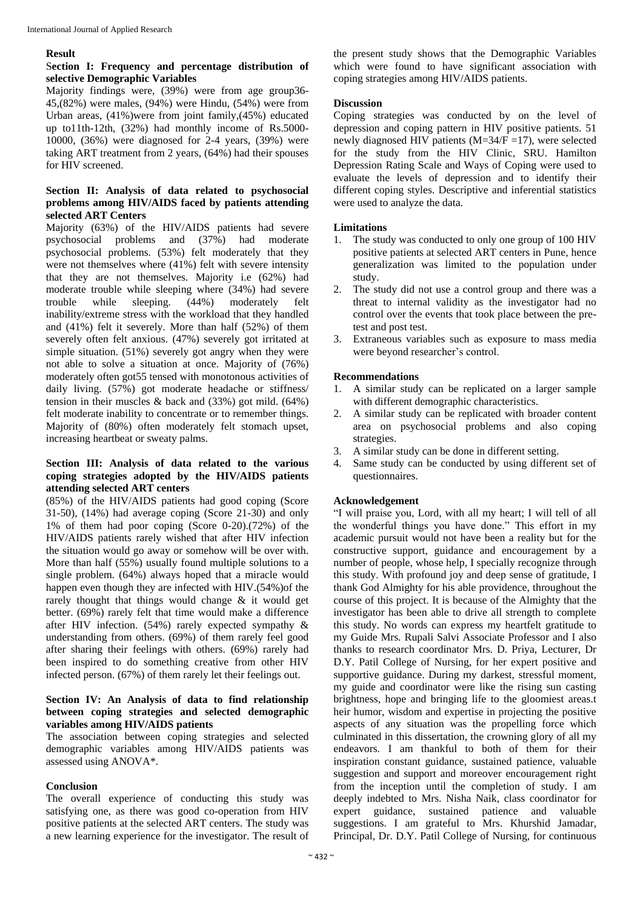## Result

**Section I: Frequency and percentage distribution of selective Demographic Variables**

Majority findings were, (39%) were from age group36-45,(82%) were males, (94%) were Hindu, (54%) were from Urban areas, (41%)were from joint family,(45%) educated up to11th-12th, (32%) had monthly income of Rs.5000-10000, (36%) were diagnosed for 2-4 years, (39%) were taking ART treatment from 2 years, (64%) had their spouses for HIV screened.

**Section II: Analysis of data related to psychosocial problems among HIV/AIDS faced by patients attending selected ART Centers**

Majority (63%) of the HIV/AIDS patients had severe psychosocial problems and (37%) had moderate psychosocial problems. (53%) felt moderately that they were not themselves where (41%) felt with severe intensity that they are not themselves. Majority i.e (62%) had moderate trouble while sleeping where (34%) had severe trouble while sleeping. (44%) moderately felt inability/extreme stress with the workload that they handled and (41%) felt it severely. More than half (52%) of them severely often felt anxious. (47%) severely got irritated at simple situation. (51%) severely got angry when they were not able to solve a situation at once. Majority of (76%) moderately often got55 tensed with monotonous activities of daily living. (57%) got moderate headache or stiffness/ tension in their muscles & back and (33%) got mild. (64%) felt moderate inability to concentrate or to remember things. Majority of (80%) often moderately felt stomach upset, increasing heartbeat or sweaty palms.

**Section III: Analysis of data related to the various coping strategies adopted by the HIV/AIDS patients attending selected ART centers**

(85%) of the HIV/AIDS patients had good coping (Score 31-50), (14%) had average coping (Score 21-30) and only 1% of them had poor coping (Score 0-20).(72%) of the HIV/AIDS patients rarely wished that after HIV infection the situation would go away or somehow will be over with. More than half (55%) usually found multiple solutions to a single problem. (64%) always hoped that a miracle would happen even though they are infected with HIV.(54%)of the rarely thought that things would change & it would get better. (69%) rarely felt that time would make a difference after HIV infection. (54%) rarely expected sympathy & understanding from others. (69%) of them rarely feel good after sharing their feelings with others. (69%) rarely had been inspired to do something creative from other HIV infected person. (67%) of them rarely let their feelings out.

**Section IV: An Analysis of data to find relationship between coping strategies and selected demographic variables among HIV/AIDS patients**

The association between coping strategies and selected demographic variables among HIV/AIDS patients was assessed using ANOVA*.

## Conclusion

The overall experience of conducting this study was satisfying one, as there was good co-operation from HIV positive patients at the selected ART centers. The study was a new learning experience for the investigator. The result of the present study shows that the Demographic Variables which were found to have significant association with coping strategies among HIV/AIDS patients.

## Discussion

Coping strategies was conducted by on the level of depression and coping pattern in HIV positive patients. 51 newly diagnosed HIV patients (M=34/F =17), were selected for the study from the HIV Clinic, SRU. Hamilton Depression Rating Scale and Ways of Coping were used to evaluate the levels of depression and to identify their different coping styles. Descriptive and inferential statistics were used to analyze the data.

## Limitations

1. The study was conducted to only one group of 100 HIV positive patients at selected ART centers in Pune, hence generalization was limited to the population under study.
2. The study did not use a control group and there was a threat to internal validity as the investigator had no control over the events that took place between the pre-test and post test.
3. Extraneous variables such as exposure to mass media were beyond researcher's control.

## Recommendations

1. A similar study can be replicated on a larger sample with different demographic characteristics.
2. A similar study can be replicated with broader content area on psychosocial problems and also coping strategies.
3. A similar study can be done in different setting.
4. Same study can be conducted by using different set of questionnaires.

## Acknowledgement

"I will praise you, Lord, with all my heart; I will tell of all the wonderful things you have done." This effort in my academic pursuit would not have been a reality but for the constructive support, guidance and encouragement by a number of people, whose help, I specially recognize through this study. With profound joy and deep sense of gratitude, I thank God Almighty for his able providence, throughout the course of this project. It is because of the Almighty that the investigator has been able to drive all strength to complete this study. No words can express my heartfelt gratitude to my Guide Mrs. Rupali Salvi Associate Professor and I also thanks to research coordinator Mrs. D. Priya, Lecturer, Dr D.Y. Patil College of Nursing, for her expert positive and supportive guidance. During my darkest, stressful moment, my guide and coordinator were like the rising sun casting brightness, hope and bringing life to the gloomiest areas.t heir humor, wisdom and expertise in projecting the positive aspects of any situation was the propelling force which culminated in this dissertation, the crowning glory of all my endeavors. I am thankful to both of them for their inspiration constant guidance, sustained patience, valuable suggestion and support and moreover encouragement right from the inception until the completion of study. I am deeply indebted to Mrs. Nisha Naik, class coordinator for expert guidance, sustained patience and valuable suggestions. I am grateful to Mrs. Khurshid Jamadar, Principal, Dr. D.Y. Patil College of Nursing, for continuous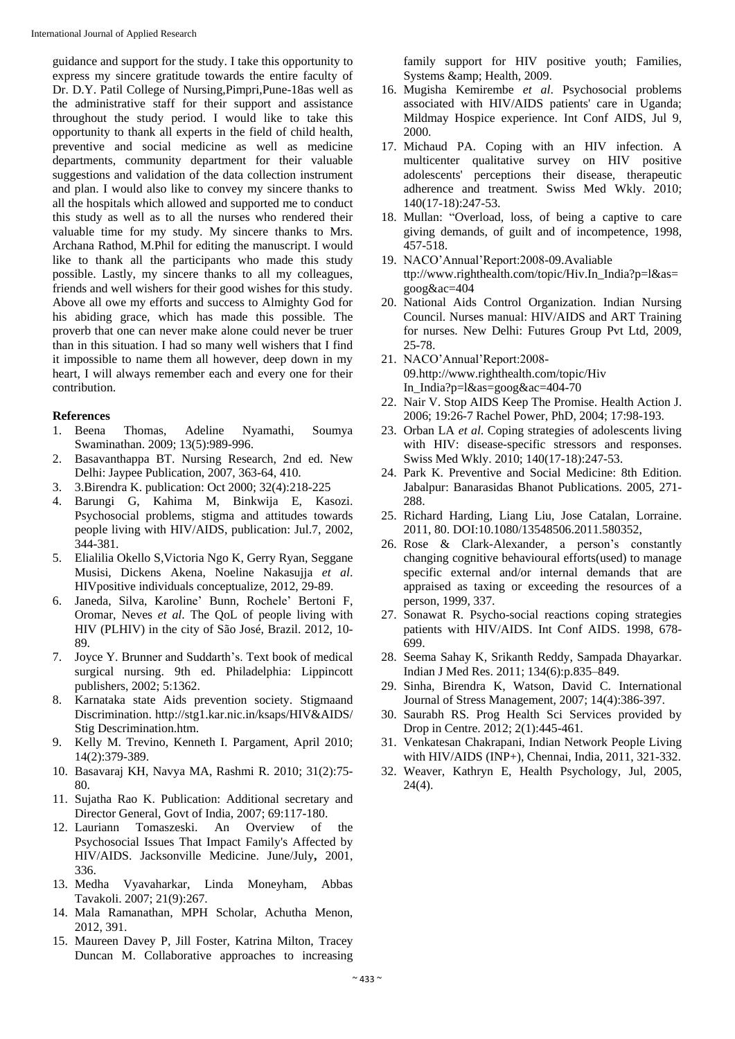guidance and support for the study. I take this opportunity to express my sincere gratitude towards the entire faculty of Dr. D.Y. Patil College of Nursing,Pimpri,Pune-18as well as the administrative staff for their support and assistance throughout the study period. I would like to take this opportunity to thank all experts in the field of child health, preventive and social medicine as well as medicine departments, community department for their valuable suggestions and validation of the data collection instrument and plan. I would also like to convey my sincere thanks to all the hospitals which allowed and supported me to conduct this study as well as to all the nurses who rendered their valuable time for my study. My sincere thanks to Mrs. Archana Rathod, M.Phil for editing the manuscript. I would like to thank all the participants who made this study possible. Lastly, my sincere thanks to all my colleagues, friends and well wishers for their good wishes for this study. Above all owe my efforts and success to Almighty God for his abiding grace, which has made this possible. The proverb that one can never make alone could never be truer than in this situation. I had so many well wishers that I find it impossible to name them all however, deep down in my heart, I will always remember each and every one for their contribution.

**References**

1. Beena Thomas, Adeline Nyamathi, Soumya Swaminathan. 2009; 13(5):989-996.
2. Basavanthappa BT. Nursing Research, 2nd ed. New Delhi: Jaypee Publication, 2007, 363-64, 410.
3. 3.Birendra K. publication: Oct 2000; 32(4):218-225
4. Barungi G, Kahima M, Binkwija E, Kasozi. Psychosocial problems, stigma and attitudes towards people living with HIV/AIDS, publication: Jul.7, 2002, 344-381.
5. Elialilia Okello S,Victoria Ngo K, Gerry Ryan, Seggane Musisi, Dickens Akena, Noeline Nakasujja *et al*. HIVpositive individuals conceptualize, 2012, 29-89.
6. Janeda, Silva, Karoline' Bunn, Rochele' Bertoni F, Oromar, Neves *et al*. The QoL of people living with HIV (PLHIV) in the city of São José, Brazil. 2012, 10-89.
7. Joyce Y. Brunner and Suddarth's. Text book of medical surgical nursing. 9th ed. Philadelphia: Lippincott publishers, 2002; 5:1362.
8. Karnataka state Aids prevention society. Stigmaand Discrimination. http://stg1.kar.nic.in/ksaps/HIV&AIDS/ Stig Descrimination.htm.
9. Kelly M. Trevino, Kenneth I. Pargament, April 2010; 14(2):379-389.
10. Basavaraj KH, Navya MA, Rashmi R. 2010; 31(2):75-80.
11. Sujatha Rao K. Publication: Additional secretary and Director General, Govt of India, 2007; 69:117-180.
12. Lauriann Tomaszeski. An Overview of the Psychosocial Issues That Impact Family's Affected by HIV/AIDS. Jacksonville Medicine. June/July**,** 2001, 336.
13. Medha Vyavaharkar, Linda Moneyham, Abbas Tavakoli. 2007; 21(9):267.
14. Mala Ramanathan, MPH Scholar, Achutha Menon, 2012, 391.
15. Maureen Davey P, Jill Foster, Katrina Milton, Tracey Duncan M. Collaborative approaches to increasing family support for HIV positive youth; Families, Systems &amp; Health, 2009.
16. Mugisha Kemirembe *et al*. Psychosocial problems associated with HIV/AIDS patients' care in Uganda; Mildmay Hospice experience. Int Conf AIDS, Jul 9, 2000.
17. Michaud PA. Coping with an HIV infection. A multicenter qualitative survey on HIV positive adolescents' perceptions their disease, therapeutic adherence and treatment. Swiss Med Wkly. 2010; 140(17-18):247-53.
18. Mullan: "Overload, loss, of being a captive to care giving demands, of guilt and of incompetence, 1998, 457-518.
19. NACO'Annual'Report:2008-09.Avaliable ttp://www.righthealth.com/topic/Hiv.In_India?p=l&as= goog&ac=404
20. National Aids Control Organization. Indian Nursing Council. Nurses manual: HIV/AIDS and ART Training for nurses. New Delhi: Futures Group Pvt Ltd, 2009, 25-78.
21. NACO'Annual'Report:2008-09.http://www.righthealth.com/topic/Hiv In_India?p=l&as=goog&ac=404-70
22. Nair V. Stop AIDS Keep The Promise. Health Action J. 2006; 19:26-7 Rachel Power, PhD, 2004; 17:98-193.
23. Orban LA *et al*. Coping strategies of adolescents living with HIV: disease-specific stressors and responses. Swiss Med Wkly. 2010; 140(17-18):247-53.
24. Park K. Preventive and Social Medicine: 8th Edition. Jabalpur: Banarasidas Bhanot Publications. 2005, 271-288.
25. Richard Harding, Liang Liu, Jose Catalan, Lorraine. 2011, 80. DOI:10.1080/13548506.2011.580352,
26. Rose & Clark-Alexander, a person's constantly changing cognitive behavioural efforts(used) to manage specific external and/or internal demands that are appraised as taxing or exceeding the resources of a person, 1999, 337.
27. Sonawat R. Psycho-social reactions coping strategies patients with HIV/AIDS. Int Conf AIDS. 1998, 678-699.
28. Seema Sahay K, Srikanth Reddy, Sampada Dhayarkar. Indian J Med Res. 2011; 134(6):p.835–849.
29. Sinha, Birendra K, Watson, David C. International Journal of Stress Management, 2007; 14(4):386-397.
30. Saurabh RS. Prog Health Sci Services provided by Drop in Centre. 2012; 2(1):445-461.
31. Venkatesan Chakrapani, Indian Network People Living with HIV/AIDS (INP+), Chennai, India, 2011, 321-332.
32. Weaver, Kathryn E, Health Psychology, Jul, 2005, 24(4).